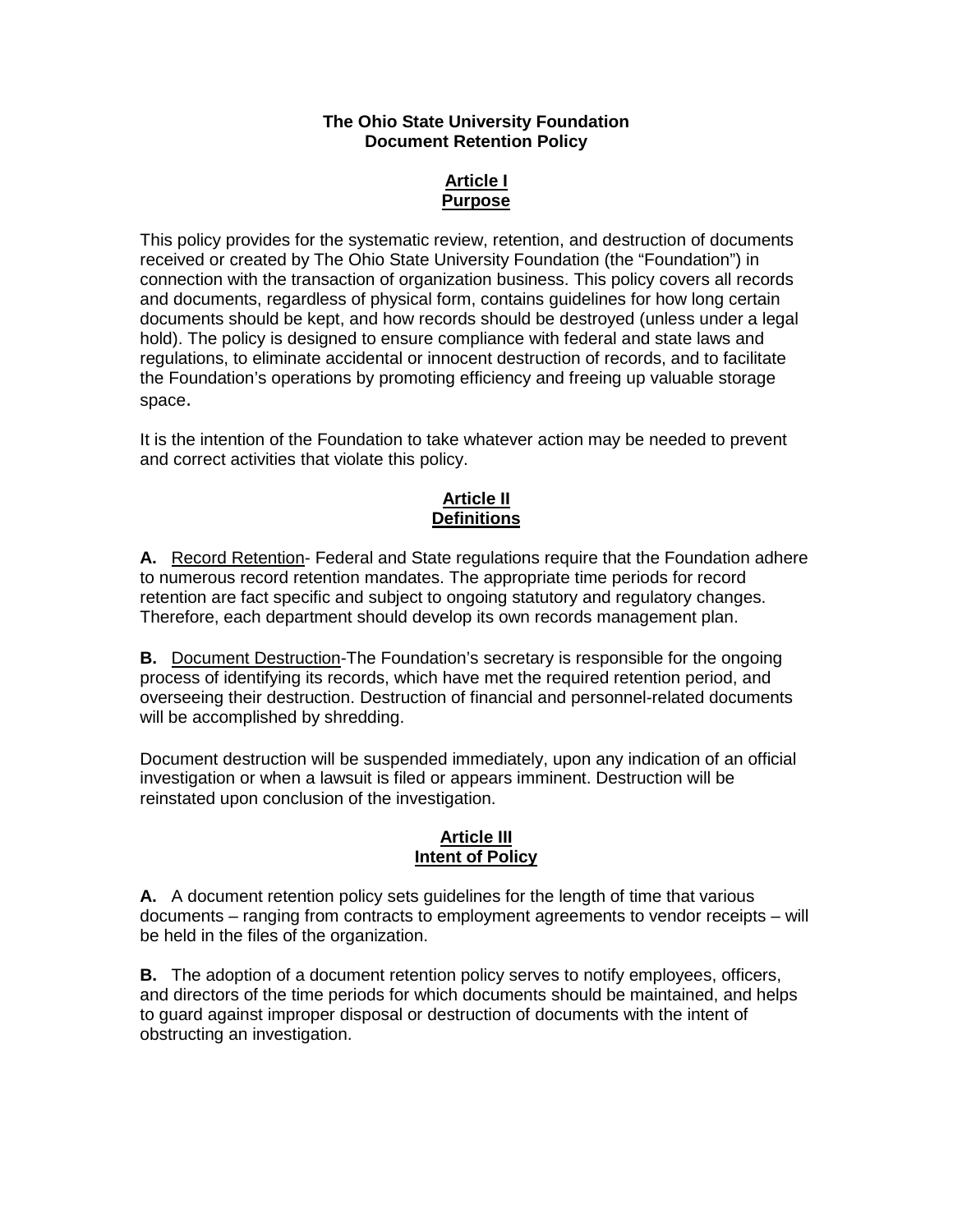# The Ohio State University Foundation
# Document Retention Policy

## Article I
## Purpose

This policy provides for the systematic review, retention, and destruction of documents received or created by The Ohio State University Foundation (the "Foundation") in connection with the transaction of organization business. This policy covers all records and documents, regardless of physical form, contains guidelines for how long certain documents should be kept, and how records should be destroyed (unless under a legal hold). The policy is designed to ensure compliance with federal and state laws and regulations, to eliminate accidental or innocent destruction of records, and to facilitate the Foundation's operations by promoting efficiency and freeing up valuable storage space.

It is the intention of the Foundation to take whatever action may be needed to prevent and correct activities that violate this policy.

## Article II
## Definitions

**A.** Record Retention- Federal and State regulations require that the Foundation adhere to numerous record retention mandates. The appropriate time periods for record retention are fact specific and subject to ongoing statutory and regulatory changes. Therefore, each department should develop its own records management plan.

**B.** Document Destruction-The Foundation's secretary is responsible for the ongoing process of identifying its records, which have met the required retention period, and overseeing their destruction. Destruction of financial and personnel-related documents will be accomplished by shredding.

Document destruction will be suspended immediately, upon any indication of an official investigation or when a lawsuit is filed or appears imminent. Destruction will be reinstated upon conclusion of the investigation.

## Article III
## Intent of Policy

**A.** A document retention policy sets guidelines for the length of time that various documents – ranging from contracts to employment agreements to vendor receipts – will be held in the files of the organization.

**B.** The adoption of a document retention policy serves to notify employees, officers, and directors of the time periods for which documents should be maintained, and helps to guard against improper disposal or destruction of documents with the intent of obstructing an investigation.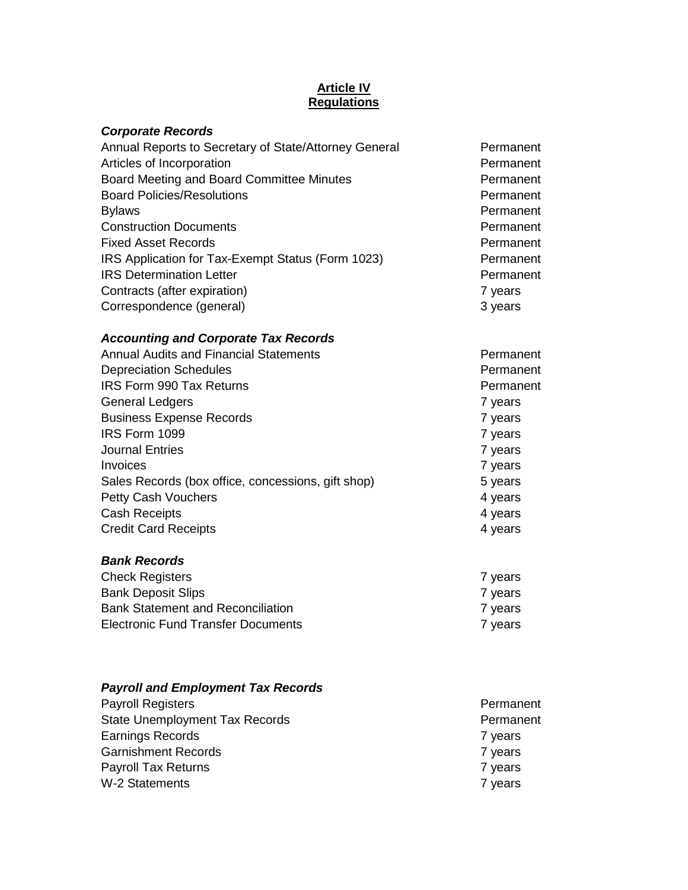**Article IV**
**Regulations**

***Corporate Records***

| | |
|---|---|
| Annual Reports to Secretary of State/Attorney General | Permanent |
| Articles of Incorporation | Permanent |
| Board Meeting and Board Committee Minutes | Permanent |
| Board Policies/Resolutions | Permanent |
| Bylaws | Permanent |
| Construction Documents | Permanent |
| Fixed Asset Records | Permanent |
| IRS Application for Tax-Exempt Status (Form 1023) | Permanent |
| IRS Determination Letter | Permanent |
| Contracts (after expiration) | 7 years |
| Correspondence (general) | 3 years |

***Accounting and Corporate Tax Records***

| | |
|---|---|
| Annual Audits and Financial Statements | Permanent |
| Depreciation Schedules | Permanent |
| IRS Form 990 Tax Returns | Permanent |
| General Ledgers | 7 years |
| Business Expense Records | 7 years |
| IRS Form 1099 | 7 years |
| Journal Entries | 7 years |
| Invoices | 7 years |
| Sales Records (box office, concessions, gift shop) | 5 years |
| Petty Cash Vouchers | 4 years |
| Cash Receipts | 4 years |
| Credit Card Receipts | 4 years |

***Bank Records***

| | |
|---|---|
| Check Registers | 7 years |
| Bank Deposit Slips | 7 years |
| Bank Statement and Reconciliation | 7 years |
| Electronic Fund Transfer Documents | 7 years |

***Payroll and Employment Tax Records***

| | |
|---|---|
| Payroll Registers | Permanent |
| State Unemployment Tax Records | Permanent |
| Earnings Records | 7 years |
| Garnishment Records | 7 years |
| Payroll Tax Returns | 7 years |
| W-2 Statements | 7 years |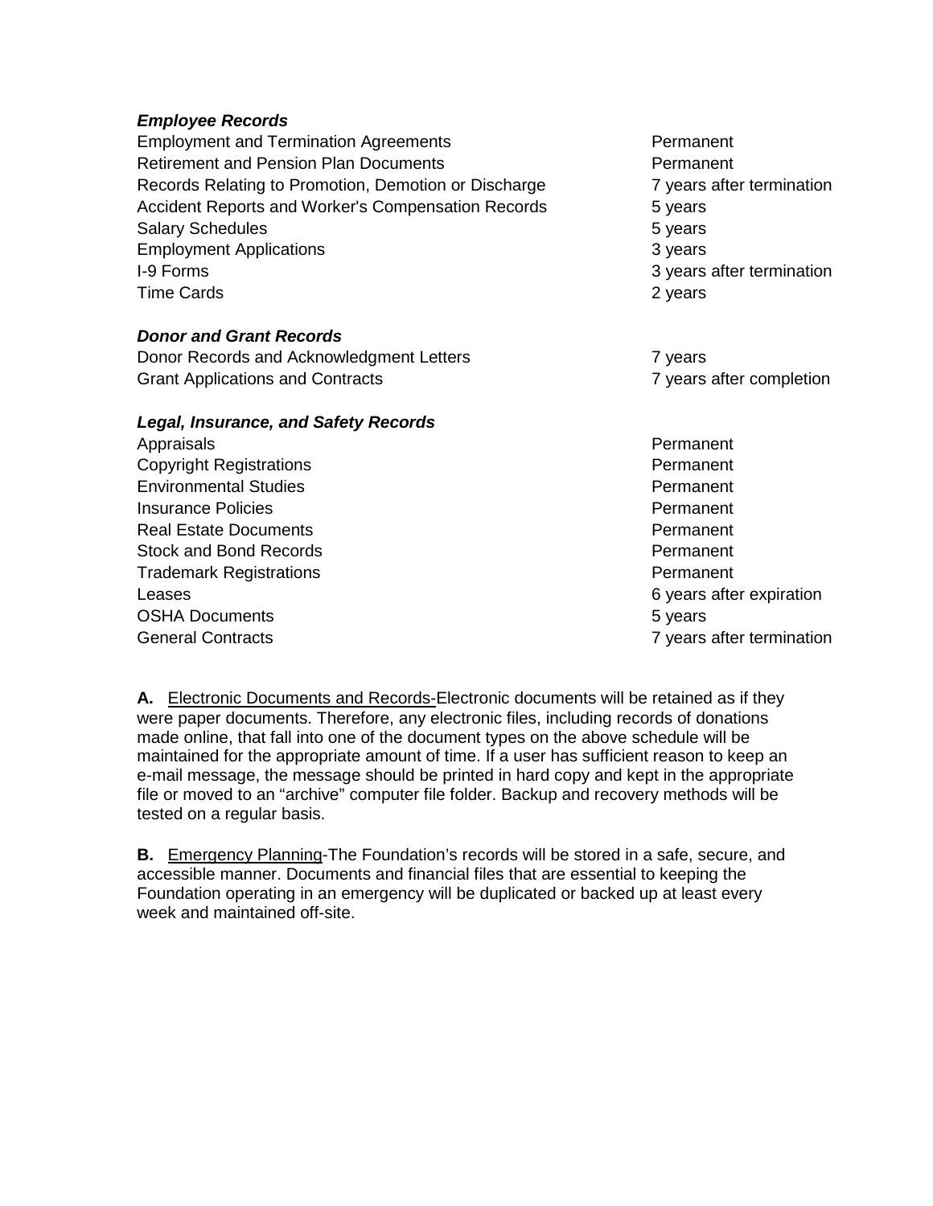***Employee Records***

| | |
|---|---|
| Employment and Termination Agreements | Permanent |
| Retirement and Pension Plan Documents | Permanent |
| Records Relating to Promotion, Demotion or Discharge | 7 years after termination |
| Accident Reports and Worker's Compensation Records | 5 years |
| Salary Schedules | 5 years |
| Employment Applications | 3 years |
| I-9 Forms | 3 years after termination |
| Time Cards | 2 years |

***Donor and Grant Records***

| | |
|---|---|
| Donor Records and Acknowledgment Letters | 7 years |
| Grant Applications and Contracts | 7 years after completion |

***Legal, Insurance, and Safety Records***

| | |
|---|---|
| Appraisals | Permanent |
| Copyright Registrations | Permanent |
| Environmental Studies | Permanent |
| Insurance Policies | Permanent |
| Real Estate Documents | Permanent |
| Stock and Bond Records | Permanent |
| Trademark Registrations | Permanent |
| Leases | 6 years after expiration |
| OSHA Documents | 5 years |
| General Contracts | 7 years after termination |

**A.** Electronic Documents and Records-Electronic documents will be retained as if they were paper documents. Therefore, any electronic files, including records of donations made online, that fall into one of the document types on the above schedule will be maintained for the appropriate amount of time. If a user has sufficient reason to keep an e-mail message, the message should be printed in hard copy and kept in the appropriate file or moved to an "archive" computer file folder. Backup and recovery methods will be tested on a regular basis.

**B.** Emergency Planning-The Foundation's records will be stored in a safe, secure, and accessible manner. Documents and financial files that are essential to keeping the Foundation operating in an emergency will be duplicated or backed up at least every week and maintained off-site.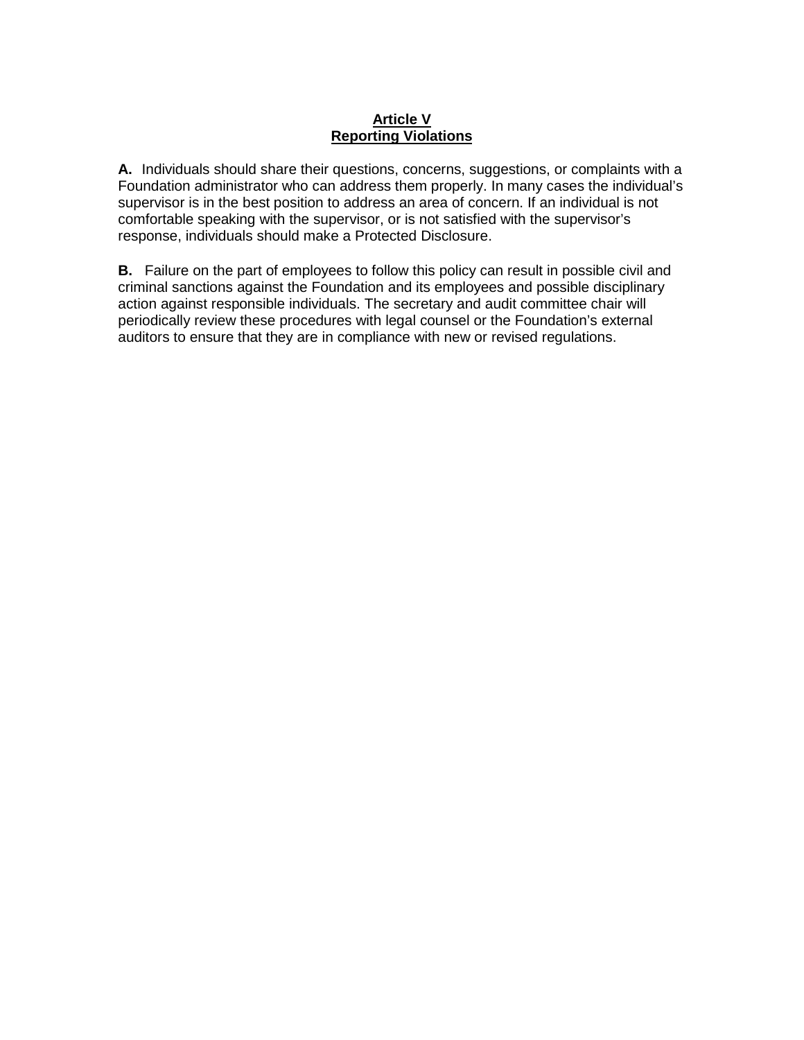## Article V
## Reporting Violations

**A.** Individuals should share their questions, concerns, suggestions, or complaints with a Foundation administrator who can address them properly. In many cases the individual's supervisor is in the best position to address an area of concern. If an individual is not comfortable speaking with the supervisor, or is not satisfied with the supervisor's response, individuals should make a Protected Disclosure.

**B.** Failure on the part of employees to follow this policy can result in possible civil and criminal sanctions against the Foundation and its employees and possible disciplinary action against responsible individuals. The secretary and audit committee chair will periodically review these procedures with legal counsel or the Foundation's external auditors to ensure that they are in compliance with new or revised regulations.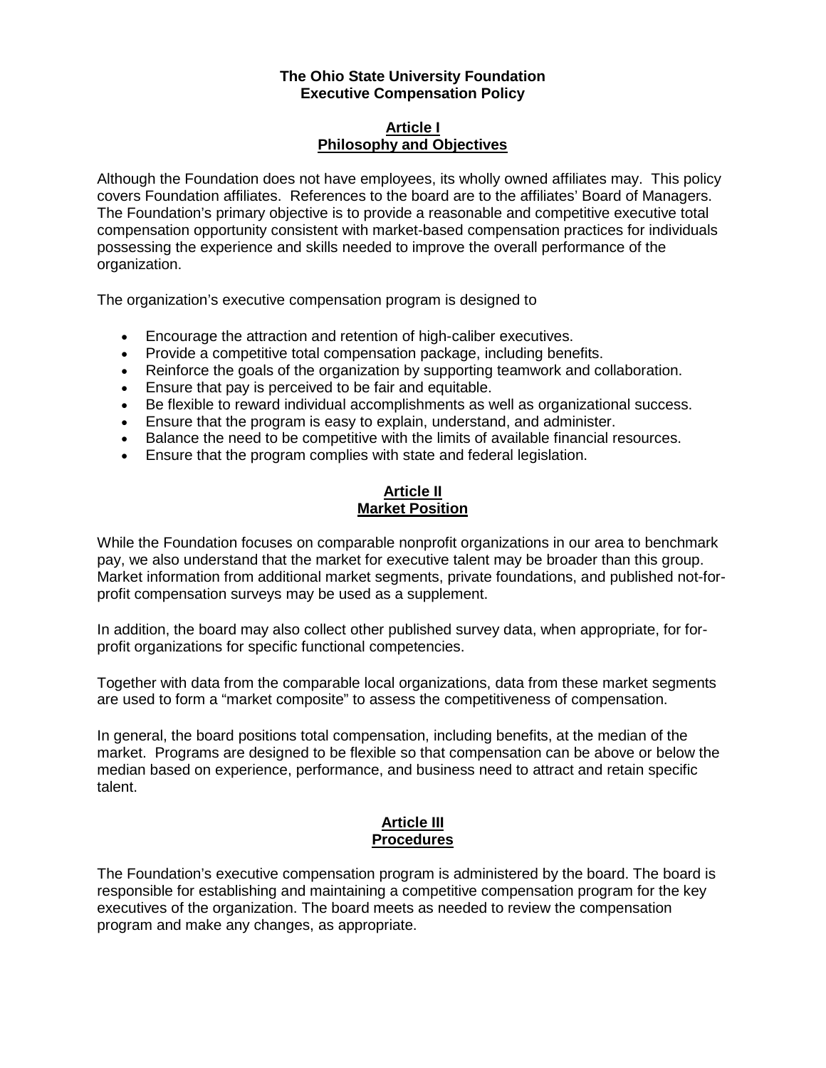# The Ohio State University Foundation
# Executive Compensation Policy

## Article I
## Philosophy and Objectives

Although the Foundation does not have employees, its wholly owned affiliates may. This policy covers Foundation affiliates. References to the board are to the affiliates' Board of Managers. The Foundation's primary objective is to provide a reasonable and competitive executive total compensation opportunity consistent with market-based compensation practices for individuals possessing the experience and skills needed to improve the overall performance of the organization.

The organization's executive compensation program is designed to

- Encourage the attraction and retention of high-caliber executives.
- Provide a competitive total compensation package, including benefits.
- Reinforce the goals of the organization by supporting teamwork and collaboration.
- Ensure that pay is perceived to be fair and equitable.
- Be flexible to reward individual accomplishments as well as organizational success.
- Ensure that the program is easy to explain, understand, and administer.
- Balance the need to be competitive with the limits of available financial resources.
- Ensure that the program complies with state and federal legislation.

## Article II
## Market Position

While the Foundation focuses on comparable nonprofit organizations in our area to benchmark pay, we also understand that the market for executive talent may be broader than this group. Market information from additional market segments, private foundations, and published not-for-profit compensation surveys may be used as a supplement.

In addition, the board may also collect other published survey data, when appropriate, for for-profit organizations for specific functional competencies.

Together with data from the comparable local organizations, data from these market segments are used to form a "market composite" to assess the competitiveness of compensation.

In general, the board positions total compensation, including benefits, at the median of the market. Programs are designed to be flexible so that compensation can be above or below the median based on experience, performance, and business need to attract and retain specific talent.

## Article III
## Procedures

The Foundation's executive compensation program is administered by the board. The board is responsible for establishing and maintaining a competitive compensation program for the key executives of the organization. The board meets as needed to review the compensation program and make any changes, as appropriate.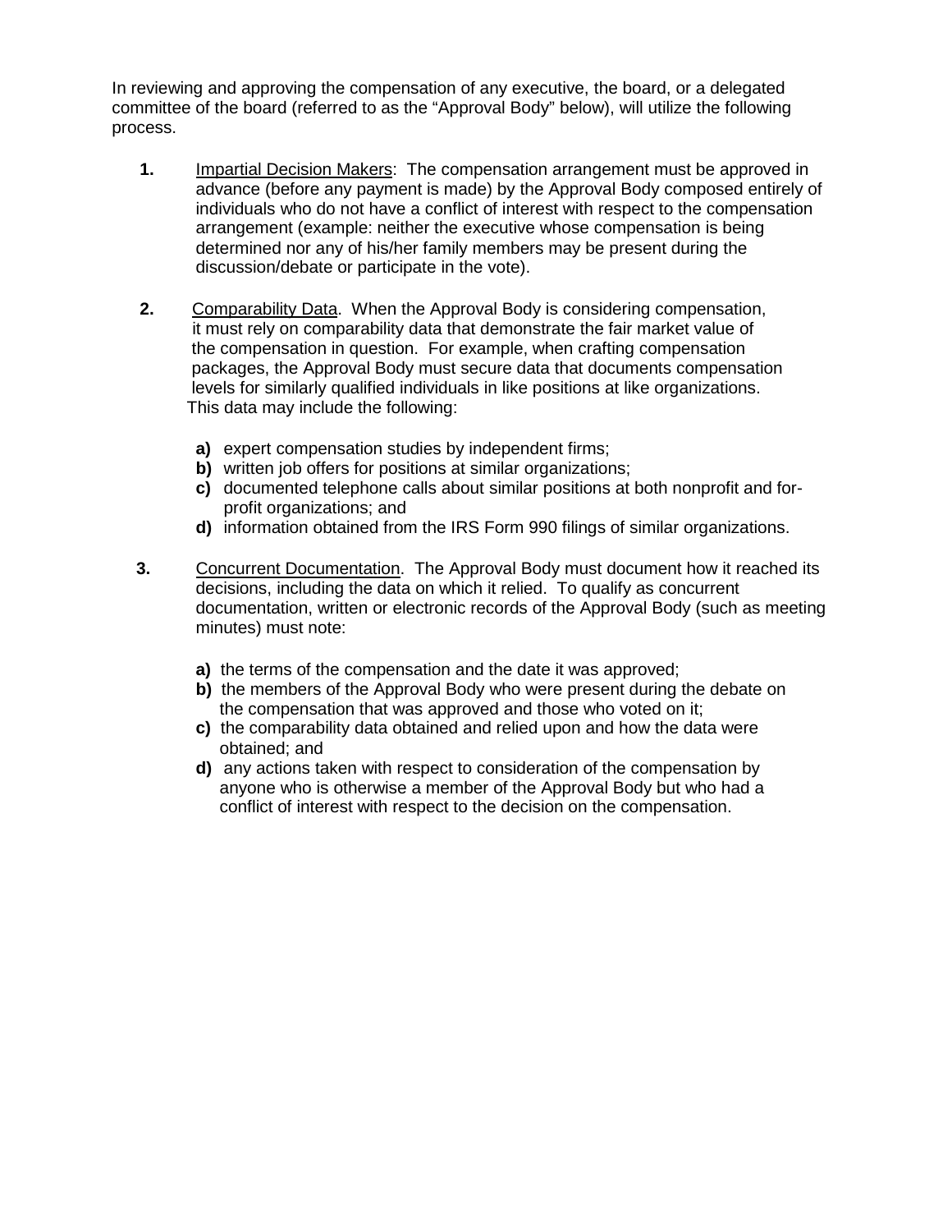In reviewing and approving the compensation of any executive, the board, or a delegated committee of the board (referred to as the "Approval Body" below), will utilize the following process.

1. <u>Impartial Decision Makers</u>: The compensation arrangement must be approved in advance (before any payment is made) by the Approval Body composed entirely of individuals who do not have a conflict of interest with respect to the compensation arrangement (example: neither the executive whose compensation is being determined nor any of his/her family members may be present during the discussion/debate or participate in the vote).

2. <u>Comparability Data</u>. When the Approval Body is considering compensation, it must rely on comparability data that demonstrate the fair market value of the compensation in question. For example, when crafting compensation packages, the Approval Body must secure data that documents compensation levels for similarly qualified individuals in like positions at like organizations. This data may include the following:

   **a)** expert compensation studies by independent firms;
   **b)** written job offers for positions at similar organizations;
   **c)** documented telephone calls about similar positions at both nonprofit and for-profit organizations; and
   **d)** information obtained from the IRS Form 990 filings of similar organizations.

3. <u>Concurrent Documentation</u>. The Approval Body must document how it reached its decisions, including the data on which it relied. To qualify as concurrent documentation, written or electronic records of the Approval Body (such as meeting minutes) must note:

   **a)** the terms of the compensation and the date it was approved;
   **b)** the members of the Approval Body who were present during the debate on the compensation that was approved and those who voted on it;
   **c)** the comparability data obtained and relied upon and how the data were obtained; and
   **d)** any actions taken with respect to consideration of the compensation by anyone who is otherwise a member of the Approval Body but who had a conflict of interest with respect to the decision on the compensation.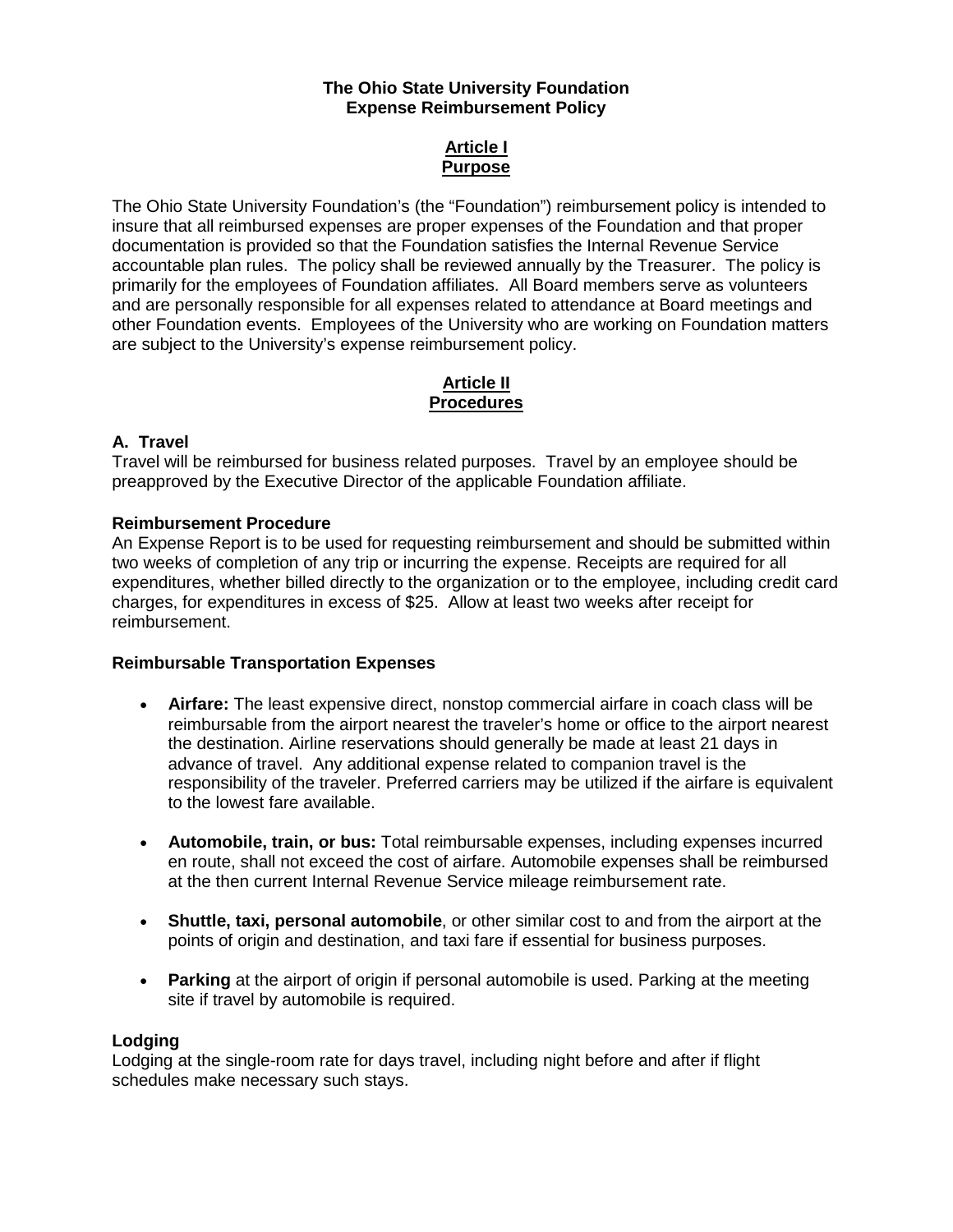**The Ohio State University Foundation**
**Expense Reimbursement Policy**

## Article I
## Purpose

The Ohio State University Foundation's (the "Foundation") reimbursement policy is intended to insure that all reimbursed expenses are proper expenses of the Foundation and that proper documentation is provided so that the Foundation satisfies the Internal Revenue Service accountable plan rules. The policy shall be reviewed annually by the Treasurer. The policy is primarily for the employees of Foundation affiliates. All Board members serve as volunteers and are personally responsible for all expenses related to attendance at Board meetings and other Foundation events. Employees of the University who are working on Foundation matters are subject to the University's expense reimbursement policy.

## Article II
## Procedures

### A. Travel

Travel will be reimbursed for business related purposes. Travel by an employee should be preapproved by the Executive Director of the applicable Foundation affiliate.

**Reimbursement Procedure**

An Expense Report is to be used for requesting reimbursement and should be submitted within two weeks of completion of any trip or incurring the expense. Receipts are required for all expenditures, whether billed directly to the organization or to the employee, including credit card charges, for expenditures in excess of $25. Allow at least two weeks after receipt for reimbursement.

**Reimbursable Transportation Expenses**

- **Airfare:** The least expensive direct, nonstop commercial airfare in coach class will be reimbursable from the airport nearest the traveler's home or office to the airport nearest the destination. Airline reservations should generally be made at least 21 days in advance of travel. Any additional expense related to companion travel is the responsibility of the traveler. Preferred carriers may be utilized if the airfare is equivalent to the lowest fare available.

- **Automobile, train, or bus:** Total reimbursable expenses, including expenses incurred en route, shall not exceed the cost of airfare. Automobile expenses shall be reimbursed at the then current Internal Revenue Service mileage reimbursement rate.

- **Shuttle, taxi, personal automobile**, or other similar cost to and from the airport at the points of origin and destination, and taxi fare if essential for business purposes.

- **Parking** at the airport of origin if personal automobile is used. Parking at the meeting site if travel by automobile is required.

**Lodging**

Lodging at the single-room rate for days travel, including night before and after if flight schedules make necessary such stays.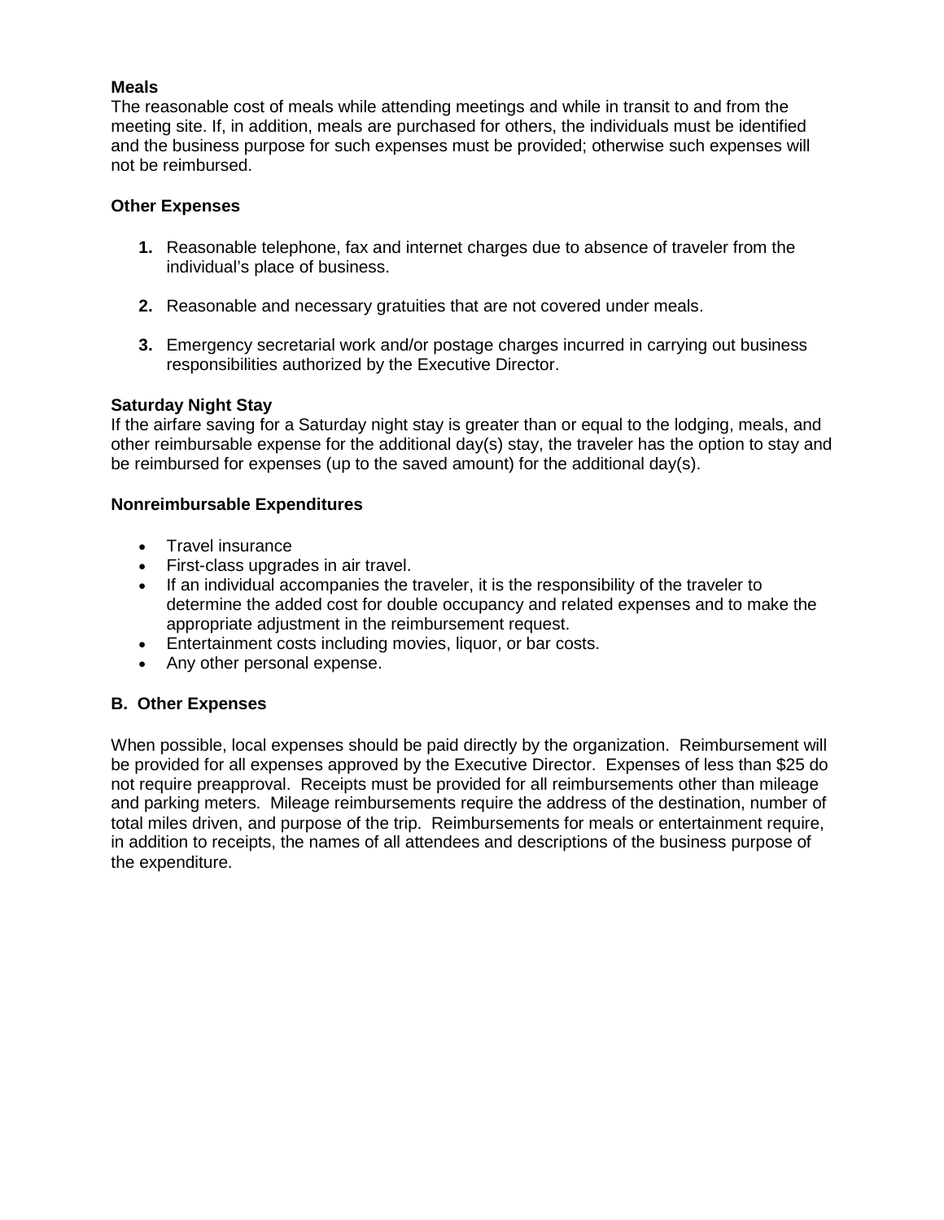**Meals**
The reasonable cost of meals while attending meetings and while in transit to and from the meeting site. If, in addition, meals are purchased for others, the individuals must be identified and the business purpose for such expenses must be provided; otherwise such expenses will not be reimbursed.

**Other Expenses**

1. Reasonable telephone, fax and internet charges due to absence of traveler from the individual's place of business.

2. Reasonable and necessary gratuities that are not covered under meals.

3. Emergency secretarial work and/or postage charges incurred in carrying out business responsibilities authorized by the Executive Director.

**Saturday Night Stay**
If the airfare saving for a Saturday night stay is greater than or equal to the lodging, meals, and other reimbursable expense for the additional day(s) stay, the traveler has the option to stay and be reimbursed for expenses (up to the saved amount) for the additional day(s).

**Nonreimbursable Expenditures**

- Travel insurance
- First-class upgrades in air travel.
- If an individual accompanies the traveler, it is the responsibility of the traveler to determine the added cost for double occupancy and related expenses and to make the appropriate adjustment in the reimbursement request.
- Entertainment costs including movies, liquor, or bar costs.
- Any other personal expense.

**B. Other Expenses**

When possible, local expenses should be paid directly by the organization. Reimbursement will be provided for all expenses approved by the Executive Director. Expenses of less than $25 do not require preapproval. Receipts must be provided for all reimbursements other than mileage and parking meters. Mileage reimbursements require the address of the destination, number of total miles driven, and purpose of the trip. Reimbursements for meals or entertainment require, in addition to receipts, the names of all attendees and descriptions of the business purpose of the expenditure.